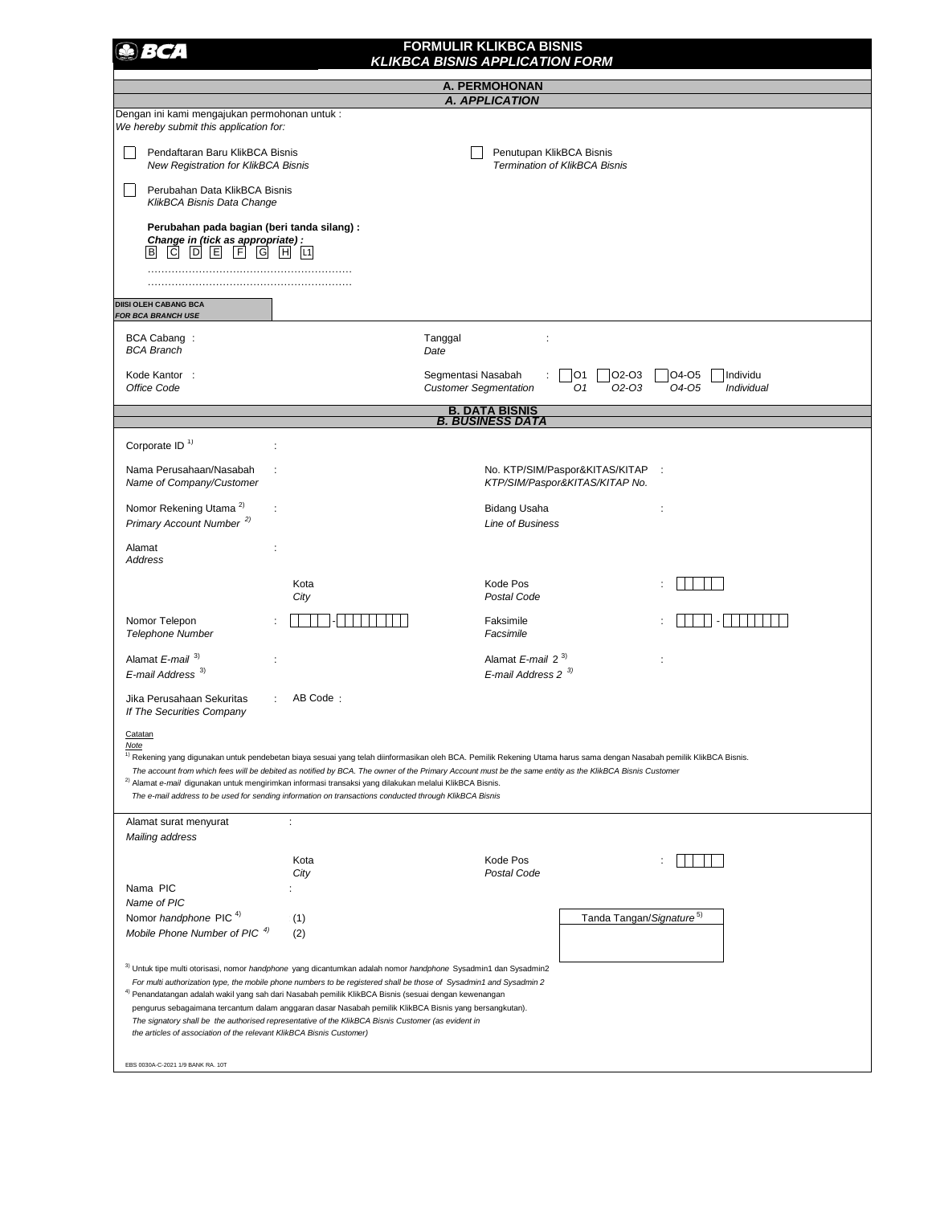BCA

# FORMULIR KLIKBCA BISNIS
## *KLIKBCA BISNIS APPLICATION FORM*

## A. PERMOHONAN
### *A. APPLICATION*

Dengan ini kami mengajukan permohonan untuk :
*We hereby submit this application for:*

☐ Pendaftaran Baru KlikBCA Bisnis
*New Registration for KlikBCA Bisnis*

☐ Penutupan KlikBCA Bisnis
*Termination of KlikBCA Bisnis*

☐ Perubahan Data KlikBCA Bisnis
*KlikBCA Bisnis Data Change*

**Perubahan pada bagian (beri tanda silang) :**
***Change in (tick as appropriate) :***
[B] [C] [D] [E] [F] [G] [H] [L1]

……………………………………………………
……………………………………………………

**DIISI OLEH CABANG BCA**
***FOR BCA BRANCH USE***

| | | | |
|---|---|---|---|
| BCA Cabang / *BCA Branch* | : | Tanggal / *Date* | : |
| Kode Kantor / *Office Code* | : | Segmentasi Nasabah / *Customer Segmentation* | : ☐ O1 / *O1* ☐ O2-O3 / *O2-O3* ☐ O4-O5 / *O4-O5* ☐ Individu / *Individual* |

## B. DATA BISNIS
### *B. BUSINESS DATA*

| | | | |
|---|---|---|---|
| Corporate ID [1] | : | | |
| Nama Perusahaan/Nasabah / *Name of Company/Customer* | : | No. KTP/SIM/Paspor&KITAS/KITAP / *KTP/SIM/Paspor&KITAS/KITAP No.* | : |
| Nomor Rekening Utama [2] / *Primary Account Number [2]* | : | Bidang Usaha / *Line of Business* | : |
| Alamat / *Address* | : | | |
| | Kota / *City* | Kode Pos / *Postal Code* | : |
| Nomor Telepon / *Telephone Number* | : ☐☐☐☐ - ☐☐☐☐☐☐☐☐ | Faksimile / *Facsimile* | : ☐☐☐☐ - ☐☐☐☐☐☐☐ |
| Alamat *E-mail* [3] / *E-mail Address* [3] | : | Alamat *E-mail* 2 [3] / *E-mail Address 2* [3] | : |
| Jika Perusahaan Sekuritas / *If The Securities Company* | : AB Code : | | |

Catatan
*Note*

[1] Rekening yang digunakan untuk pendebetan biaya sesuai yang telah diinformasikan oleh BCA. Pemilik Rekening Utama harus sama dengan Nasabah pemilik KlikBCA Bisnis.
*The account from which fees will be debited as notified by BCA. The owner of the Primary Account must be the same entity as the KlikBCA Bisnis Customer*

[2] Alamat *e-mail* digunakan untuk mengirimkan informasi transaksi yang dilakukan melalui KlikBCA Bisnis.
*The e-mail address to be used for sending information on transactions conducted through KlikBCA Bisnis*

| | | | |
|---|---|---|---|
| Alamat surat menyurat / *Mailing address* | : | | |
| | Kota / *City* | Kode Pos / *Postal Code* | : |
| Nama PIC / *Name of PIC* | : | | |
| Nomor *handphone* PIC [4] / *Mobile Phone Number of PIC* [4] | (1) / (2) | | Tanda Tangan/*Signature* [5] |

[3] Untuk tipe multi otorisasi, nomor *handphone* yang dicantumkan adalah nomor *handphone* Sysadmin1 dan Sysadmin2
*For multi authorization type, the mobile phone numbers to be registered shall be those of Sysadmin1 and Sysadmin2*

[4] Penandatangan adalah wakil yang sah dari Nasabah pemilik KlikBCA Bisnis (sesuai dengan kewenangan pengurus sebagaimana tercantum dalam anggaran dasar Nasabah pemilik KlikBCA Bisnis yang bersangkutan).
*The signatory shall be the authorised representative of the KlikBCA Bisnis Customer (as evident in the articles of association of the relevant KlikBCA Bisnis Customer)*

EBS 0030A-C-2021 1/9 BANK RA. 10T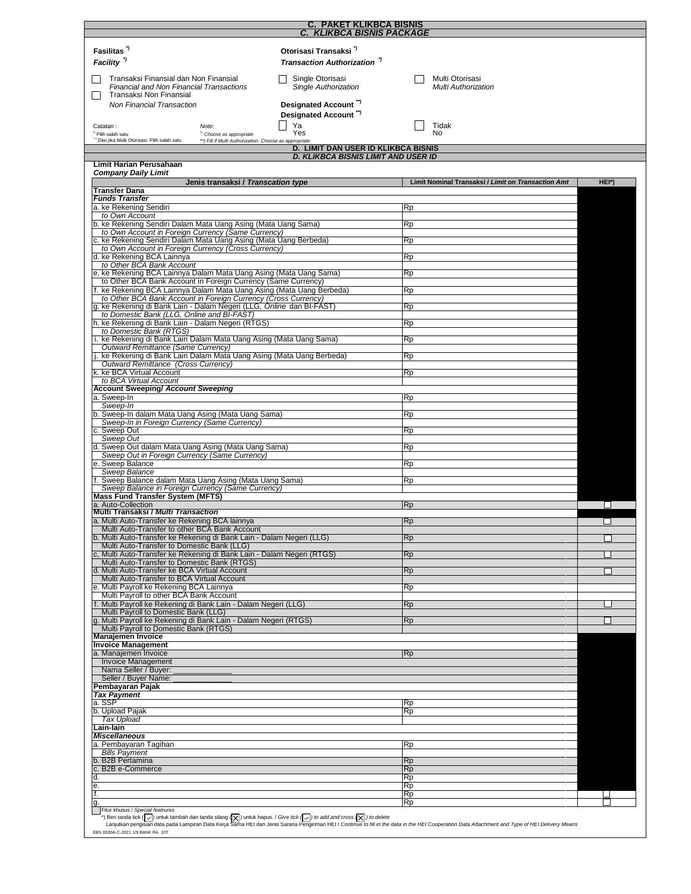## C. PAKET KLIKBCA BISNIS
## *C. KLIKBCA BISNIS PACKAGE*

**Fasilitas** *)
***Facility*** *)

☐ Transaksi Finansial dan Non Finansial
*Financial and Non Financial Transactions*

☐ Transaksi Non Finansial
*Non Financial Transaction*

**Otorisasi Transaksi** *)
***Transaction Authorization*** *)

☐ Single Otorisasi
*Single Authorization*

☐ Multi Otorisasi
*Multi Authorization*

**Designated Account** **)
**Designated Account** **)

☐ Ya
Yes

☐ Tidak
No

Catatan :
*) Pilih salah satu
**) Diisi jika Multi Otorisasi. Pilih salah satu

Note:
*) Choose as appropriate
**) Fill if Multi Authorization. Choose as appropriate

## D. LIMIT DAN USER ID KLIKBCA BISNIS
## *D. KLIKBCA BISNIS LIMIT AND USER ID*

**Limit Harian Perusahaan**
***Company Daily Limit***

| Jenis transaksi / *Transcation type* | Limit Nominal Transaksi / *Limit on Transaction Amt* | HEI*) |
|---|---|---|
| **Transfer Dana** / ***Funds Transfer*** | | |
| a. ke Rekening Sendiri / *to Own Account* | Rp | |
| b. ke Rekening Sendiri Dalam Mata Uang Asing (Mata Uang Sama) / *to Own Account in Foreign Currency (Same Currency)* | Rp | |
| c. ke Rekening Sendiri Dalam Mata Uang Asing (Mata Uang Berbeda) / *to Own Account in Foreign Currency (Cross Currency)* | Rp | |
| d. ke Rekening BCA Lainnya / *to Other BCA Bank Account* | Rp | |
| e. ke Rekening BCA Lainnya Dalam Mata Uang Asing (Mata Uang Sama) / to Other BCA Bank Account in Foreign Currency (Same Currency) | Rp | |
| f. ke Rekening BCA Lainnya Dalam Mata Uang Asing (Mata Uang Berbeda) / *to Other BCA Bank Account in Foreign Currency (Cross Currency)* | Rp | |
| g. ke Rekening di Bank Lain - Dalam Negeri (LLG, *Online* dan BI-FAST) / *to Domestic Bank (LLG, Online and BI-FAST)* | Rp | |
| h. ke Rekening di Bank Lain - Dalam Negeri (RTGS) / *to Domestic Bank (RTGS)* | Rp | |
| i. ke Rekening di Bank Lain Dalam Mata Uang Asing (Mata Uang Sama) / *Outward Remittance (Same Currency)* | Rp | |
| j. ke Rekening di Bank Lain Dalam Mata Uang Asing (Mata Uang Berbeda) / *Outward Remittance (Cross Currency)* | Rp | |
| k. ke BCA Virtual Account / *to BCA Virtual Account* | Rp | |
| **Account Sweeping/ *Account Sweeping*** | | |
| a. Sweep-In / *Sweep-In* | Rp | |
| b. Sweep-In dalam Mata Uang Asing (Mata Uang Sama) / *Sweep-In in Foreign Currency (Same Currency)* | Rp | |
| c. Sweep Out / *Sweep Out* | Rp | |
| d. Sweep Out dalam Mata Uang Asing (Mata Uang Sama) / *Sweep Out in Foreign Currency (Same Currency)* | Rp | |
| e. Sweep Balance / *Sweep Balance* | Rp | |
| f. Sweep Balance dalam Mata Uang Asing (Mata Uang Sama) / *Sweep Balance in Foreign Currency (Same Currency)* | Rp | |
| **Mass Fund Transfer System (MFTS)** | | |
| a. Auto-Collection | Rp | ☐ |
| **Multi Transaksi / *Multi Transaction*** | | |
| a. Multi Auto-Transfer ke Rekening BCA lainnya / Multi Auto-Transfer to other BCA Bank Account | Rp | ☐ |
| b. Multi Auto-Transfer ke Rekening di Bank Lain - Dalam Negeri (LLG) / Multi Auto-Transfer to Domestic Bank (LLG) | Rp | ☐ |
| c. Multi Auto-Transfer ke Rekening di Bank Lain - Dalam Negeri (RTGS) / Multi Auto-Transfer to Domestic Bank (RTGS) | Rp | ☐ |
| d. Multi Auto-Transfer ke BCA Virtual Account / Multi Auto-Transfer to BCA Virtual Account | Rp | ☐ |
| e. Multi Payroll ke Rekening BCA Lainnya / Multi Payroll to other BCA Bank Account | Rp | |
| f. Multi Payroll ke Rekening di Bank Lain - Dalam Negeri (LLG) / Multi Payroll to Domestic Bank (LLG) | Rp | ☐ |
| g. Multi Payroll ke Rekening di Bank Lain - Dalam Negeri (RTGS) / Multi Payroll to Domestic Bank (RTGS) | Rp | ☐ |
| **Manajemen Invoice** / **Invoice Management** | | |
| a. Manajemen Invoice / Invoice Management | Rp | |
| Nama Seller / Buyer: ______________ / Seller / Buyer Name: ______________ | | |
| **Pembayaran Pajak** / ***Tax Payment*** | | |
| a. SSP | Rp | |
| b. Upload Pajak / *Tax Upload* | Rp | |
| **Lain-lain** / ***Miscellaneous*** | | |
| a. Pembayaran Tagihan / *Bills Payment* | Rp | |
| b. B2B Pertamina | Rp | |
| c. B2B e-Commerce | Rp | |
| d. | Rp | |
| e. | Rp | |
| f. | Rp | ☐ |
| g. | Rp | ☐ |

☐ Fitur khusus / *Special featrures*

*) Beri tanda tick (☑) untuk tambah dan tanda silang (☒) untuk hapus. / *Give tick (☑) to add and cross (☒) to delete*

Lanjutkan pengisian data pada Lampiran Data Kerja Sama HEI dan Jenis Sarana Pengiriman HEI / *Continue to fill in the data in the HEI Cooperation Data Attachment and Type of HEI Delivery Means*

EBS 0030A-C-2021 1/9 BANK RA. 10T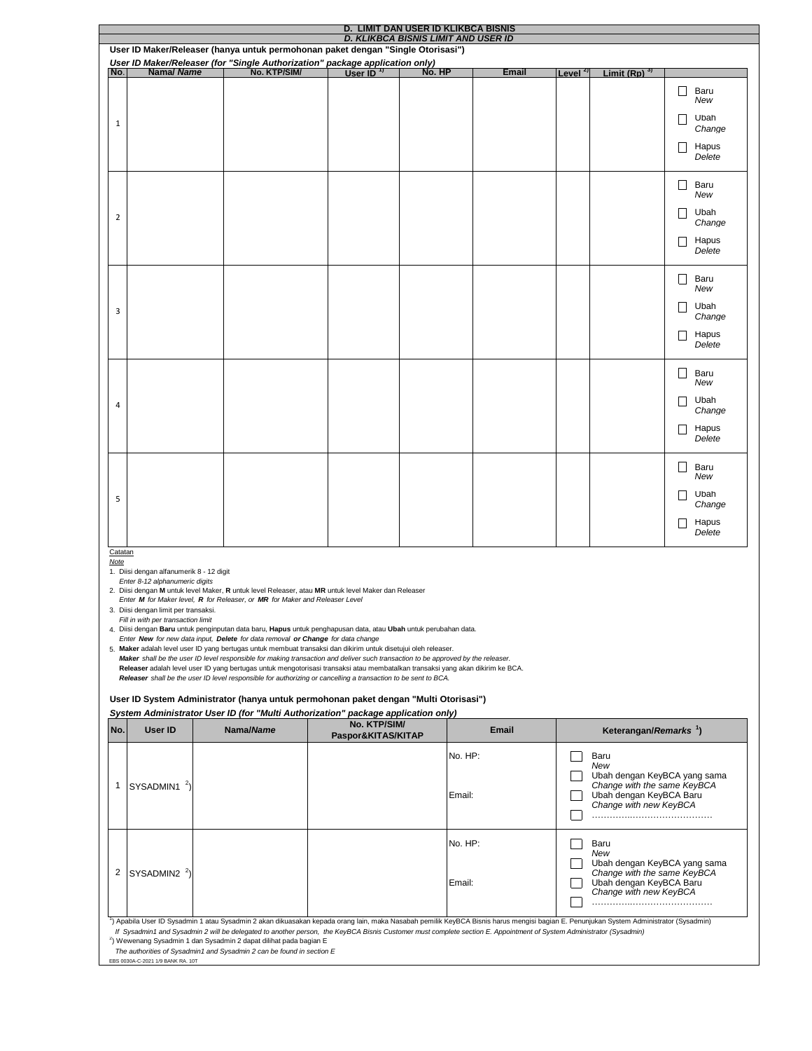## D. LIMIT DAN USER ID KLIKBCA BISNIS
## *D. KLIKBCA BISNIS LIMIT AND USER ID*

**User ID Maker/Releaser (hanya untuk permohonan paket dengan "Single Otorisasi")**
***User ID Maker/Releaser (for "Single Authorization" package application only)***

| No. | Nama/ *Name* | No. KTP/SIM/ | User ID [1] | No. HP | Email | Level [2] | Limit (Rp) [3] | |
|---|---|---|---|---|---|---|---|---|
| 1 | | | | | | | | ☐ Baru *New* ☐ Ubah *Change* ☐ Hapus *Delete* |
| 2 | | | | | | | | ☐ Baru *New* ☐ Ubah *Change* ☐ Hapus *Delete* |
| 3 | | | | | | | | ☐ Baru *New* ☐ Ubah *Change* ☐ Hapus *Delete* |
| 4 | | | | | | | | ☐ Baru *New* ☐ Ubah *Change* ☐ Hapus *Delete* |
| 5 | | | | | | | | ☐ Baru *New* ☐ Ubah *Change* ☐ Hapus *Delete* |

Catatan
*Note*

1. Diisi dengan alfanumerik 8 - 12 digit
   *Enter 8-12 alphanumeric digits*
2. Diisi dengan **M** untuk level Maker, **R** untuk level Releaser, atau **MR** untuk level Maker dan Releaser
   *Enter **M** for Maker level, **R** for Releaser, or **MR** for Maker and Releaser Level*
3. Diisi dengan limit per transaksi.
   *Fill in with per transaction limit*
4. Diisi dengan **Baru** untuk penginputan data baru, **Hapus** untuk penghapusan data, atau **Ubah** untuk perubahan data.
   *Enter **New** for new data input, **Delete** for data removal **or Change** for data change*
5. **Maker** adalah level user ID yang bertugas untuk membuat transaksi dan dikirim untuk disetujui oleh releaser.
   ***Maker** shall be the user ID level responsible for making transaction and deliver such transaction to be approved by the releaser.*
   **Releaser** adalah level user ID yang bertugas untuk mengotorisasi transaksi atau membatalkan transaksi yang akan dikirim ke BCA.
   ***Releaser** shall be the user ID level responsible for authorizing or cancelling a transaction to be sent to BCA.*

**User ID System Administrator (hanya untuk permohonan paket dengan "Multi Otorisasi")**
***System Administrator User ID (for "Multi Authorization" package application only)***

| No. | User ID | Nama/*Name* | No. KTP/SIM/ Paspor&KITAS/KITAP | Email | Keterangan/*Remarks* [1] |
|---|---|---|---|---|---|
| 1 | SYSADMIN1 [2] | | | No. HP: Email: | ☐ Baru *New* ☐ Ubah dengan KeyBCA yang sama *Change with the same KeyBCA* ☐ Ubah dengan KeyBCA Baru *Change with new KeyBCA* ☐ ………………………………… |
| 2 | SYSADMIN2 [2] | | | No. HP: Email: | ☐ Baru *New* ☐ Ubah dengan KeyBCA yang sama *Change with the same KeyBCA* ☐ Ubah dengan KeyBCA Baru *Change with new KeyBCA* ☐ ………………………………… |

[1]) Apabila User ID Sysadmin 1 atau Sysadmin 2 akan dikuasakan kepada orang lain, maka Nasabah pemilik KeyBCA Bisnis harus mengisi bagian E. Penunjukan System Administrator (Sysadmin)
*If Sysadmin1 and Sysadmin 2 will be delegated to another person, the KeyBCA Bisnis Customer must complete section E. Appointment of System Administrator (Sysadmin)*
[2]) Wewenang Sysadmin 1 dan Sysadmin 2 dapat dilihat pada bagian E
*The authorities of Sysadmin1 and Sysadmin2 can be found in section E*

EBS 0030A-C-2021 1/9 BANK RA. 10T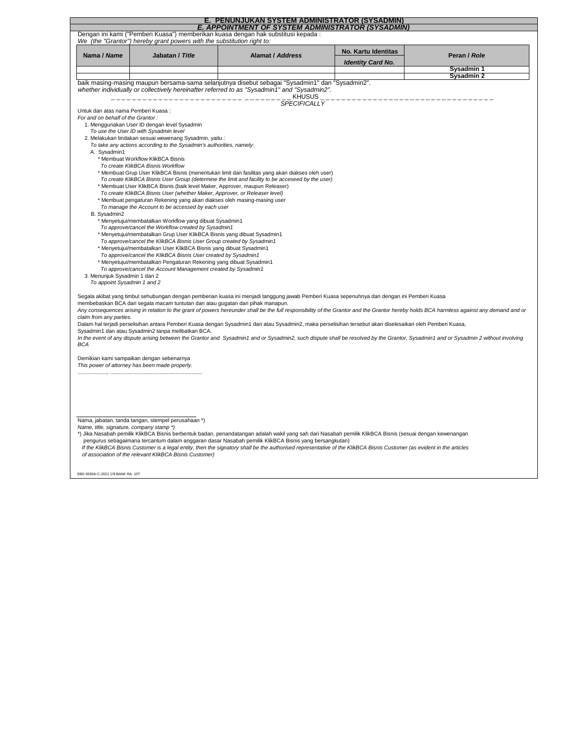## E. PENUNJUKAN SYSTEM ADMINISTRATOR (SYSADMIN)
## *E. APPOINTMENT OF SYSTEM ADMINISTRATOR (SYSADMIN)*

Dengan ini kami ("Pemberi Kuasa") memberikan kuasa dengan hak substitusi kepada :
*We (the "Grantor") hereby grant powers with the substitution right to:*

| Nama / *Name* | Jabatan / *Title* | Alamat / *Address* | No. Kartu Identitas *Identity Card No.* | Peran / *Role* |
|---|---|---|---|---|
| | | | | **Sysadmin 1** |
| | | | | **Sysadmin 2** |

baik masing-masing maupun bersama-sama selanjutnya disebut sebagai "Sysadmin1" dan "Sysadmin2".
*whether individually or collectively hereinafter referred to as "Sysadmin1" and "Sysadmin2".*

KHUSUS
*SPECIFICALLY*

Untuk dan atas nama Pemberi Kuasa :
*For and on behalf of the Grantor :*

1. Menggunakan User ID dengan level Sysadmin
   *To use the User ID with Sysadmin level*
2. Melakukan tindakan sesuai wewenang Sysadmin, yaitu :
   *To take any actions according to the Sysadmin's authorities, namely:*
   A. Sysadmin1
      * Membuat Workflow KlikBCA Bisnis
        *To create KlikBCA Bisnis Workflow*
      * Membuat Grup User KlikBCA Bisnis (menentukan limit dan fasilitas yang akan diakses oleh user)
        *To create KlikBCA Bisnis User Group (determine the limit and facility to be acceseed by the user)*
      * Membuat User KlikBCA Bisnis (baik level Maker, Approver, maupun Releaser)
        *To create KlikBCA Bisnis User (whether Maker, Approver, or Releaser level)*
      * Membuat pengaturan Rekening yang akan diakses oleh masing-masing user
        *To manage the Account to be accessed by each user*
   B. Sysadmin2
      * Menyetujui/membatalkan Workflow yang dibuat Sysadmin1
        *To approve/cancel the Workflow created by Sysadmin1*
      * Menyetujui/membatalkan Grup User KlikBCA Bisnis yang dibuat Sysadmin1
        *To approve/cancel the KlikBCA Bisnis User Group created by Sysadmin1*
      * Menyetujui/membatalkan User KlikBCA Bisnis yang dibuat Sysadmin1
        *To approve/cancel the KlikBCA Bisnis User created by Sysadmin1*
      * Menyetujui/membatalkan Pengaturan Rekening yang dibuat Sysadmin1
        *To approve/cancel the Account Management created by Sysadmin1*
3. Menunjuk Sysadmin 1 dan 2
   *To appoint Sysadmin 1 and 2*

Segala akibat yang timbul sehubungan dengan pemberian kuasa ini menjadi tanggung jawab Pemberi Kuasa sepenuhnya dan dengan ini Pemberi Kuasa membebaskan BCA dari segala macam tuntutan dan atau gugatan dari pihak manapun.
*Any consequences arising in relation to the grant of powers hereunder shall be the full responsibility of the Grantor and the Grantor hereby holds BCA harmless against any demand and or claim from any parties.*
Dalam hal terjadi perselisihan antara Pemberi Kuasa dengan Sysadmin1 dan atau Sysadmin2, maka perselisihan tersebut akan diselesaikan oleh Pemberi Kuasa, Sysadmin1 dan atau Sysadmin2 tanpa melibatkan BCA.
*In the event of any dispute arising between the Grantor and Sysadmin1 and or Sysadmin2, such dispute shall be resolved by the Grantor, Sysadmin1 and or Sysadmin 2 without involving BCA*

Demikian kami sampaikan dengan sebenarnya
*This power of attorney has been made properly.*

...................., ..............................................................

Nama, jabatan, tanda tangan, stempel perusahaan *)
*Name, title, signature, company stamp *)*

*) Jika Nasabah pemilik KlikBCA Bisnis berbentuk badan, penandatangan adalah wakil yang sah dari Nasabah pemilik KlikBCA Bisnis (sesuai dengan kewenangan pengurus sebagaimana tercantum dalam anggaran dasar Nasabah pemilik KlikBCA Bisnis yang bersangkutan)
*If the KlikBCA Bisnis Customer is a legal entity, then the signatory shall be the authorised representative of the KlikBCA Bisnis Customer (as evident in the articles of association of the relevant KlikBCA Bisnis Customer)*

EBS 0030A-C-2021 1/9 BANK RA. 10T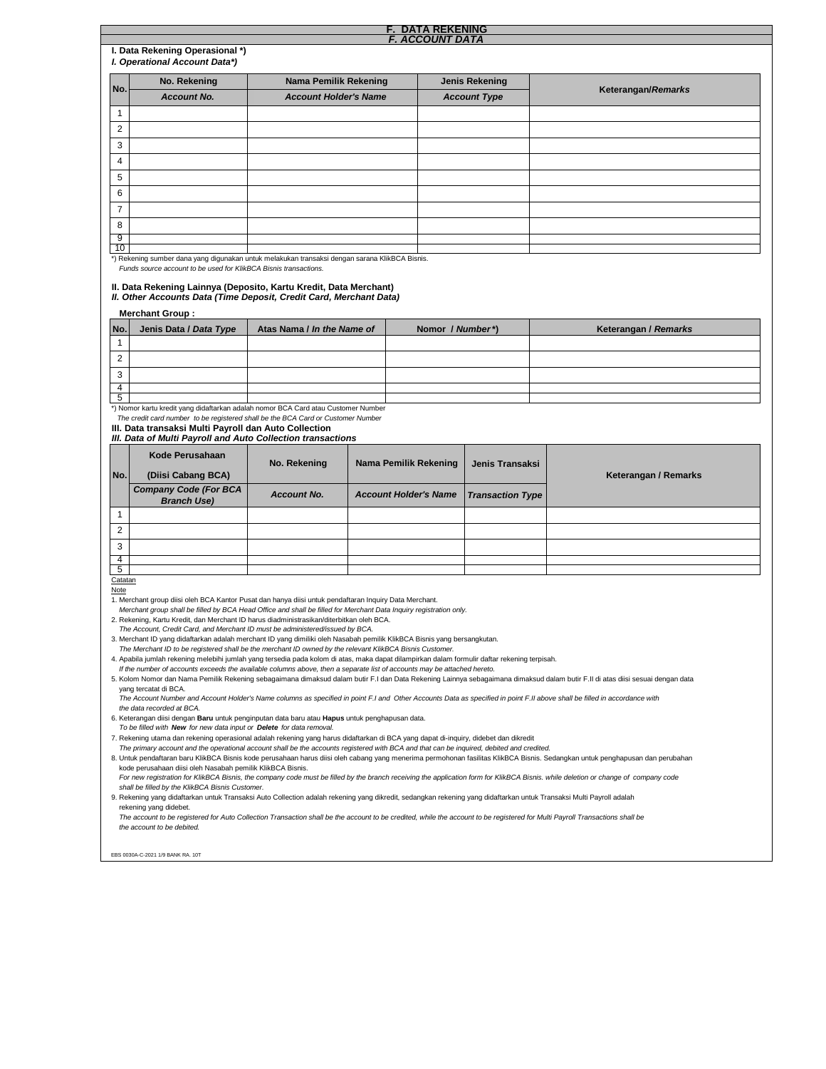# F. DATA REKENING
## *F. ACCOUNT DATA*

**I. Data Rekening Operasional \*)**
***I. Operational Account Data\*)***

| No. | No. Rekening *Account No.* | Nama Pemilik Rekening *Account Holder's Name* | Jenis Rekening *Account Type* | Keterangan/*Remarks* |
|---|---|---|---|---|
| 1 | | | | |
| 2 | | | | |
| 3 | | | | |
| 4 | | | | |
| 5 | | | | |
| 6 | | | | |
| 7 | | | | |
| 8 | | | | |
| 9 | | | | |
| 10 | | | | |

\*) Rekening sumber dana yang digunakan untuk melakukan transaksi dengan sarana KlikBCA Bisnis.
*Funds source account to be used for KlikBCA Bisnis transactions.*

**II. Data Rekening Lainnya (Deposito, Kartu Kredit, Data Merchant)**
***II. Other Accounts Data (Time Deposit, Credit Card, Merchant Data)***

**Merchant Group :**

| No. | Jenis Data / *Data Type* | Atas Nama / *In the Name of* | Nomor / *Number\*)* | Keterangan / *Remarks* |
|---|---|---|---|---|
| 1 | | | | |
| 2 | | | | |
| 3 | | | | |
| 4 | | | | |
| 5 | | | | |

\*) Nomor kartu kredit yang didaftarkan adalah nomor BCA Card atau Customer Number
*The credit card number to be registered shall be the BCA Card or Customer Number*

**III. Data transaksi Multi Payroll dan Auto Collection**
***III. Data of Multi Payroll and Auto Collection transactions***

| No. | Kode Perusahaan (Diisi Cabang BCA) *Company Code (For BCA Branch Use)* | No. Rekening *Account No.* | Nama Pemilik Rekening *Account Holder's Name* | Jenis Transaksi *Transaction Type* | Keterangan / Remarks |
|---|---|---|---|---|---|
| 1 | | | | | |
| 2 | | | | | |
| 3 | | | | | |
| 4 | | | | | |
| 5 | | | | | |

Catatan
Note

1. Merchant group diisi oleh BCA Kantor Pusat dan hanya diisi untuk pendaftaran Inquiry Data Merchant.
   *Merchant group shall be filled by BCA Head Office and shall be filled for Merchant Data Inquiry registration only.*
2. Rekening, Kartu Kredit, dan Merchant ID harus diadministrasikan/diterbitkan oleh BCA.
   *The Account, Credit Card, and Merchant ID must be administered/issued by BCA.*
3. Merchant ID yang didaftarkan adalah merchant ID yang dimiliki oleh Nasabah pemilik KlikBCA Bisnis yang bersangkutan.
   *The Merchant ID to be registered shall be the merchant ID owned by the relevant KlikBCA Bisnis Customer.*
4. Apabila jumlah rekening melebihi jumlah yang tersedia pada kolom di atas, maka dapat dilampirkan dalam formulir daftar rekening terpisah.
   *If the number of accounts exceeds the available columns above, then a separate list of accounts may be attached hereto.*
5. Kolom Nomor dan Nama Pemilik Rekening sebagaimana dimaksud dalam butir F.I dan Data Rekening Lainnya sebagaimana dimaksud dalam butir F.II di atas diisi sesuai dengan data yang tercatat di BCA.
   *The Account Number and Account Holder's Name columns as specified in point F.I and Other Accounts Data as specified in point F.II above shall be filled in accordance with the data recorded at BCA.*
6. Keterangan diisi dengan **Baru** untuk penginputan data baru atau **Hapus** untuk penghapusan data.
   *To be filled with **New** for new data input or **Delete** for data removal.*
7. Rekening utama dan rekening operasional adalah rekening yang harus didaftarkan di BCA yang dapat di-inquiry, didebet dan dikredit
   *The primary account and the operational account shall be the accounts registered with BCA and that can be inquired, debited and credited.*
8. Untuk pendaftaran baru KlikBCA Bisnis kode perusahaan harus diisi oleh cabang yang menerima permohonan fasilitas KlikBCA Bisnis. Sedangkan untuk penghapusan dan perubahan kode perusahaan diisi oleh Nasabah pemilik KlikBCA Bisnis.
   *For new registration for KlikBCA Bisnis, the company code must be filled by the branch receiving the application form for KlikBCA Bisnis. while deletion or change of company code shall be filled by the KlikBCA Bisnis Customer.*
9. Rekening yang didaftarkan untuk Transaksi Auto Collection adalah rekening yang dikredit, sedangkan rekening yang didaftarkan untuk Transaksi Multi Payroll adalah rekening yang didebet.
   *The account to be registered for Auto Collection Transaction shall be the account to be credited, while the account to be registered for Multi Payroll Transactions shall be the account to be debited.*

EBS 0030A-C-2021 1/9 BANK RA. 10T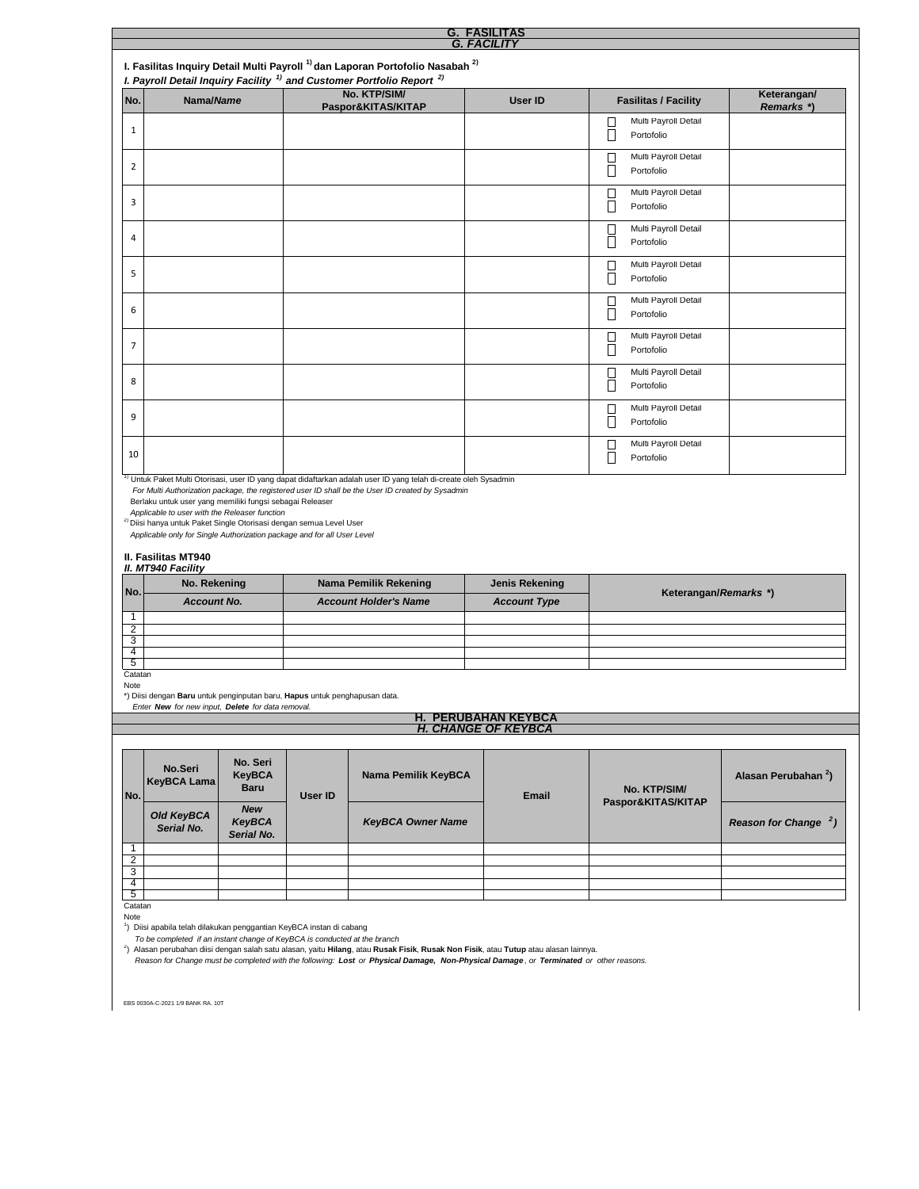## G. FASILITAS
## *G. FACILITY*

### I. Fasilitas Inquiry Detail Multi Payroll [1] dan Laporan Portofolio Nasabah [2]
*I. Payroll Detail Inquiry Facility [1] and Customer Portfolio Report [2]*

| No. | Nama/*Name* | No. KTP/SIM/ Paspor&KITAS/KITAP | User ID | Fasilitas / Facility | Keterangan/ *Remarks \*)* |
|---|---|---|---|---|---|
| 1 | | | | ☐ Multi Payroll Detail ☐ Portofolio | |
| 2 | | | | ☐ Multi Payroll Detail ☐ Portofolio | |
| 3 | | | | ☐ Multi Payroll Detail ☐ Portofolio | |
| 4 | | | | ☐ Multi Payroll Detail ☐ Portofolio | |
| 5 | | | | ☐ Multi Payroll Detail ☐ Portofolio | |
| 6 | | | | ☐ Multi Payroll Detail ☐ Portofolio | |
| 7 | | | | ☐ Multi Payroll Detail ☐ Portofolio | |
| 8 | | | | ☐ Multi Payroll Detail ☐ Portofolio | |
| 9 | | | | ☐ Multi Payroll Detail ☐ Portofolio | |
| 10 | | | | ☐ Multi Payroll Detail ☐ Portofolio | |

[1] Untuk Paket Multi Otorisasi, user ID yang dapat didaftarkan adalah user ID yang telah di-create oleh Sysadmin
*For Multi Authorization package, the registered user ID shall be the User ID created by Sysadmin*
Berlaku untuk user yang memiliki fungsi sebagai Releaser
*Applicable to user with the Releaser function*
[2] Diisi hanya untuk Paket Single Otorisasi dengan semua Level User
*Applicable only for Single Authorization package and for all User Level*

### II. Fasilitas MT940
*II. MT940 Facility*

| No. | No. Rekening *Account No.* | Nama Pemilik Rekening *Account Holder's Name* | Jenis Rekening *Account Type* | Keterangan/*Remarks \*)* |
|---|---|---|---|---|
| 1 | | | | |
| 2 | | | | |
| 3 | | | | |
| 4 | | | | |
| 5 | | | | |

Catatan
Note
*) Diisi dengan **Baru** untuk penginputan baru, **Hapus** untuk penghapusan data.
*Enter **New** for new input, **Delete** for data removal.*

## H. PERUBAHAN KEYBCA
## *H. CHANGE OF KEYBCA*

| No. | No.Seri KeyBCA Lama *Old KeyBCA Serial No.* | No. Seri KeyBCA Baru *New KeyBCA Serial No.* | User ID | Nama Pemilik KeyBCA *KeyBCA Owner Name* | Email | No. KTP/SIM/ Paspor&KITAS/KITAP | Alasan Perubahan [2]) *Reason for Change [2])* |
|---|---|---|---|---|---|---|---|
| 1 | | | | | | | |
| 2 | | | | | | | |
| 3 | | | | | | | |
| 4 | | | | | | | |
| 5 | | | | | | | |

Catatan
Note
[1]) Diisi apabila telah dilakukan penggantian KeyBCA instan di cabang
*To be completed if an instant change of KeyBCA is conducted at the branch*
[2]) Alasan perubahan diisi dengan salah satu alasan, yaitu **Hilang**, atau **Rusak Fisik**, **Rusak Non Fisik**, atau **Tutup** atau alasan lainnya.
*Reason for Change must be completed with the following: **Lost** or **Physical Damage, Non-Physical Damage**, or **Terminated** or other reasons.*

EBS 0030A-C-2021 1/9 BANK RA. 10T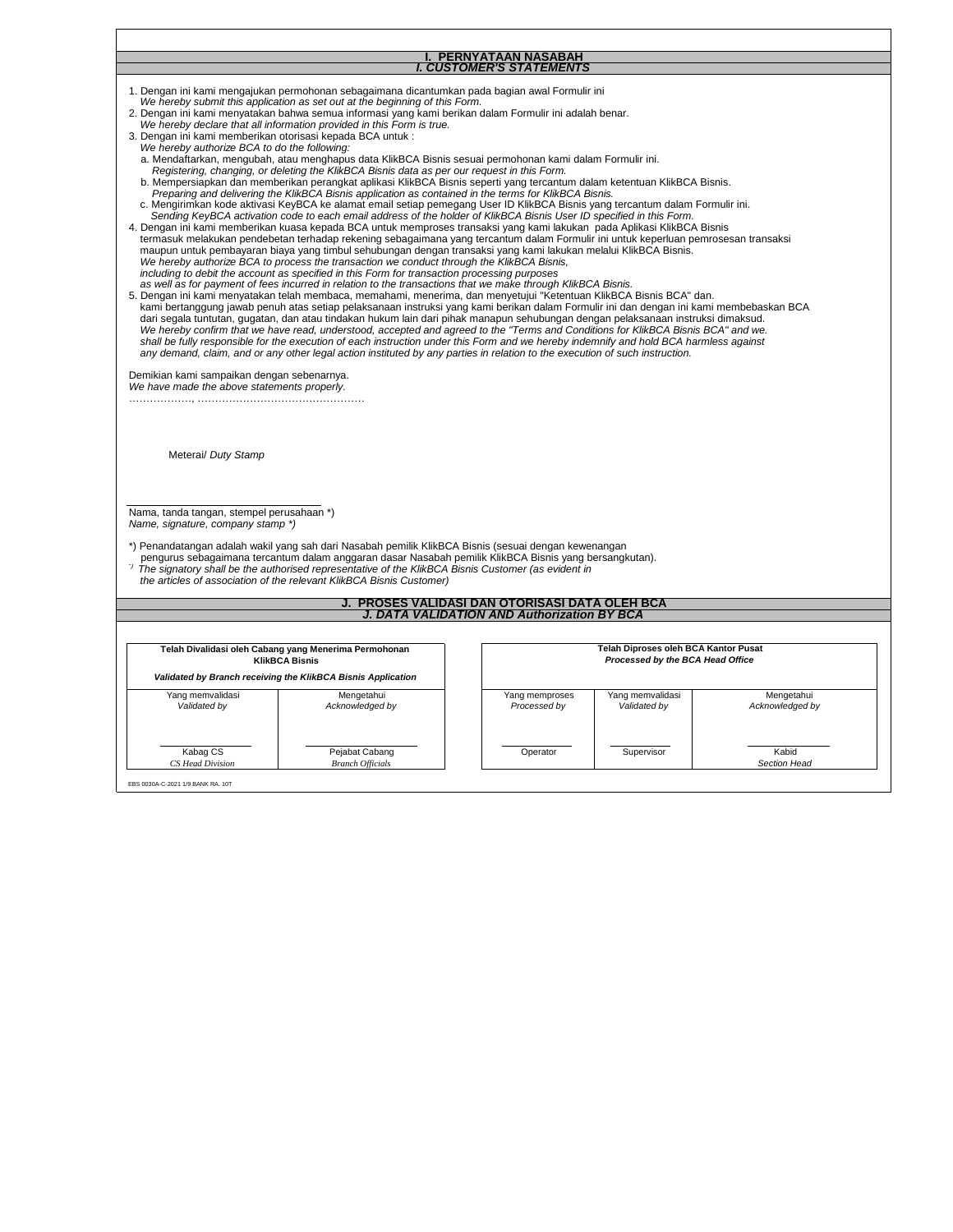## I. PERNYATAAN NASABAH
## *I. CUSTOMER'S STATEMENTS*

1. Dengan ini kami mengajukan permohonan sebagaimana dicantumkan pada bagian awal Formulir ini
   *We hereby submit this application as set out at the beginning of this Form.*
2. Dengan ini kami menyatakan bahwa semua informasi yang kami berikan dalam Formulir ini adalah benar.
   *We hereby declare that all information provided in this Form is true.*
3. Dengan ini kami memberikan otorisasi kepada BCA untuk :
   *We hereby authorize BCA to do the following:*
   a. Mendaftarkan, mengubah, atau menghapus data KlikBCA Bisnis sesuai permohonan kami dalam Formulir ini.
      *Registering, changing, or deleting the KlikBCA Bisnis data as per our request in this Form.*
   b. Mempersiapkan dan memberikan perangkat aplikasi KlikBCA Bisnis seperti yang tercantum dalam ketentuan KlikBCA Bisnis.
      *Preparing and delivering the KlikBCA Bisnis application as contained in the terms for KlikBCA Bisnis.*
   c. Mengirimkan kode aktivasi KeyBCA ke alamat email setiap pemegang User ID KlikBCA Bisnis yang tercantum dalam Formulir ini.
      *Sending KeyBCA activation code to each email address of the holder of KlikBCA Bisnis User ID specified in this Form.*
4. Dengan ini kami memberikan kuasa kepada BCA untuk memproses transaksi yang kami lakukan pada Aplikasi KlikBCA Bisnis termasuk melakukan pendebetan terhadap rekening sebagaimana yang tercantum dalam Formulir ini untuk keperluan pemrosesan transaksi maupun untuk pembayaran biaya yang timbul sehubungan dengan transaksi yang kami lakukan melalui KlikBCA Bisnis.
   *We hereby authorize BCA to process the transaction we conduct through the KlikBCA Bisnis, including to debit the account as specified in this Form for transaction processing purposes as well as for payment of fees incurred in relation to the transactions that we make through KlikBCA Bisnis.*
5. Dengan ini kami menyatakan telah membaca, memahami, menerima, dan menyetujui "Ketentuan KlikBCA Bisnis BCA" dan. kami bertanggung jawab penuh atas setiap pelaksanaan instruksi yang kami berikan dalam Formulir ini dan dengan ini kami membebaskan BCA dari segala tuntutan, gugatan, dan atau tindakan hukum lain dari pihak manapun sehubungan dengan pelaksanaan instruksi dimaksud.
   *We hereby confirm that we have read, understood, accepted and agreed to the "Terms and Conditions for KlikBCA Bisnis BCA" and we. shall be fully responsible for the execution of each instruction under this Form and we hereby indemnify and hold BCA harmless against any demand, claim, and or any other legal action instituted by any parties in relation to the execution of such instruction.*

Demikian kami sampaikan dengan sebenarnya.
*We have made the above statements properly.*
………………, …………………………………………

Meterai/ *Duty Stamp*

______________________________
Nama, tanda tangan, stempel perusahaan *)
*Name, signature, company stamp *)*

*) Penandatangan adalah wakil yang sah dari Nasabah pemilik KlikBCA Bisnis (sesuai dengan kewenangan pengurus sebagaimana tercantum dalam anggaran dasar Nasabah pemilik KlikBCA Bisnis yang bersangkutan).
*) *The signatory shall be the authorised representative of the KlikBCA Bisnis Customer (as evident in the articles of association of the relevant KlikBCA Bisnis Customer)*

## J. PROSES VALIDASI DAN OTORISASI DATA OLEH BCA
## *J. DATA VALIDATION AND Authorization BY BCA*

| Telah Divalidasi oleh Cabang yang Menerima Permohonan KlikBCA Bisnis<br>*Validated by Branch receiving the KlikBCA Bisnis Application* | |
|---|---|
| Yang memvalidasi<br>*Validated by* | Mengetahui<br>*Acknowledged by* |
| Kabag CS<br>*CS Head Division* | Pejabat Cabang<br>*Branch Officials* |

| Telah Diproses oleh BCA Kantor Pusat<br>*Processed by the BCA Head Office* | | |
|---|---|---|
| Yang memproses<br>*Processed by* | Yang memvalidasi<br>*Validated by* | Mengetahui<br>*Acknowledged by* |
| Operator | Supervisor | Kabid<br>*Section Head* |

EBS 0030A-C-2021 1/9 BANK RA. 10T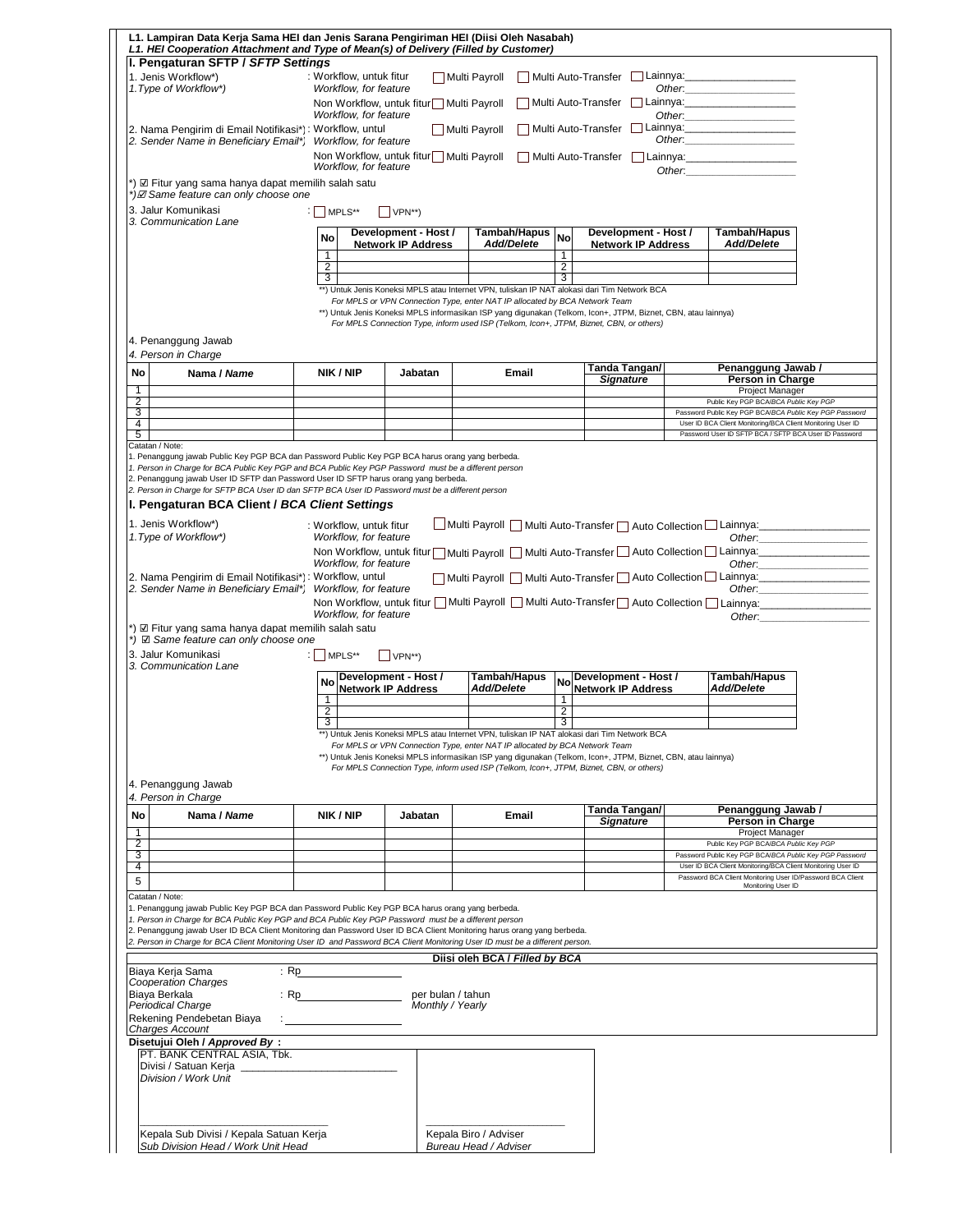**L1. Lampiran Data Kerja Sama HEI dan Jenis Sarana Pengiriman HEI (Diisi Oleh Nasabah)**
***L1. HEI Cooperation Attachment and Type of Mean(s) of Delivery (Filled by Customer)***

## I. Pengaturan SFTP / *SFTP Settings*

1. Jenis Workflow*) / *1.Type of Workflow*)*

: Workflow, untuk fitur / *Workflow, for feature* ☐ Multi Payroll ☐ Multi Auto-Transfer ☐ Lainnya:__________ *Other*:__________

Non Workflow, untuk fitur / *Workflow, for feature* ☐ Multi Payroll ☐ Multi Auto-Transfer ☐ Lainnya:__________ *Other*:__________

2. Nama Pengirim di Email Notifikasi*) / *2. Sender Name in Beneficiary Email*)*

: Workflow, untul / *Workflow, for feature* ☐ Multi Payroll ☐ Multi Auto-Transfer ☐ Lainnya:__________ *Other*:__________

Non Workflow, untuk fitur / *Workflow, for feature* ☐ Multi Payroll ☐ Multi Auto-Transfer ☐ Lainnya:__________ *Other*:__________

*) ☑ Fitur yang sama hanya dapat memilih salah satu
*) ☑ Same feature can only choose one*

3. Jalur Komunikasi / *3. Communication Lane* : ☐ MPLS** ☐ VPN**)

| No | Development - Host / Network IP Address | Tambah/Hapus *Add/Delete* | No | Development - Host / Network IP Address | Tambah/Hapus *Add/Delete* |
|---|---|---|---|---|---|
| 1 | | | 1 | | |
| 2 | | | 2 | | |
| 3 | | | 3 | | |

**) Untuk Jenis Koneksi MPLS atau Internet VPN, tuliskan IP NAT alokasi dari Tim Network BCA
*For MPLS or VPN Connection Type, enter NAT IP allocated by BCA Network Team*
**) Untuk Jenis Koneksi MPLS informasikan ISP yang digunakan (Telkom, Icon+, JTPM, Biznet, CBN, atau lainnya)
*For MPLS Connection Type, inform used ISP (Telkom, Icon+, JTPM, Biznet, CBN, or others)*

4. Penanggung Jawab
*4. Person in Charge*

| No | Nama / *Name* | NIK / NIP | Jabatan | Email | Tanda Tangan/ *Signature* | Penanggung Jawab / Person in Charge |
|---|---|---|---|---|---|---|
| 1 | | | | | | Project Manager |
| 2 | | | | | | Public Key PGP BCA/*BCA Public Key PGP* |
| 3 | | | | | | Password Public Key PGP BCA/*BCA Public Key PGP Password* |
| 4 | | | | | | User ID BCA Client Monitoring/BCA Client Monitoring User ID |
| 5 | | | | | | Password User ID SFTP BCA / SFTP BCA User ID Password |

Catatan / Note:
1. Penanggung jawab Public Key PGP BCA dan Password Public Key PGP BCA harus orang yang berbeda.
*1. Person in Charge for BCA Public Key PGP and BCA Public Key PGP Password must be a different person*
2. Penanggung jawab User ID SFTP dan Password User ID SFTP harus orang yang berbeda.
*2. Person in Charge for SFTP BCA User ID dan SFTP BCA User ID Password must be a different person*

## I. Pengaturan BCA Client / *BCA Client Settings*

1. Jenis Workflow*) / *1.Type of Workflow*)*

: Workflow, untuk fitur / *Workflow, for feature* ☐ Multi Payroll ☐ Multi Auto-Transfer ☐ Auto Collection ☐ Lainnya:__________ *Other*:__________

Non Workflow, untuk fitur / *Workflow, for feature* ☐ Multi Payroll ☐ Multi Auto-Transfer ☐ Auto Collection ☐ Lainnya:__________ *Other*:__________

2. Nama Pengirim di Email Notifikasi*) / *2. Sender Name in Beneficiary Email*)*

: Workflow, untul / *Workflow, for feature* ☐ Multi Payroll ☐ Multi Auto-Transfer ☐ Auto Collection ☐ Lainnya:__________ *Other*:__________

Non Workflow, untuk fitur / *Workflow, for feature* ☐ Multi Payroll ☐ Multi Auto-Transfer ☐ Auto Collection ☐ Lainnya:__________ *Other*:__________

*) ☑ Fitur yang sama hanya dapat memilih salah satu
*) ☑ Same feature can only choose one*

3. Jalur Komunikasi / *3. Communication Lane* : ☐ MPLS** ☐ VPN**)

| No | Development - Host / Network IP Address | Tambah/Hapus *Add/Delete* | No | Development - Host / Network IP Address | Tambah/Hapus *Add/Delete* |
|---|---|---|---|---|---|
| 1 | | | 1 | | |
| 2 | | | 2 | | |
| 3 | | | 3 | | |

**) Untuk Jenis Koneksi MPLS atau Internet VPN, tuliskan IP NAT alokasi dari Tim Network BCA
*For MPLS or VPN Connection Type, enter NAT IP allocated by BCA Network Team*
**) Untuk Jenis Koneksi MPLS informasikan ISP yang digunakan (Telkom, Icon+, JTPM, Biznet, CBN, atau lainnya)
*For MPLS Connection Type, inform used ISP (Telkom, Icon+, JTPM, Biznet, CBN, or others)*

4. Penanggung Jawab
*4. Person in Charge*

| No | Nama / *Name* | NIK / NIP | Jabatan | Email | Tanda Tangan/ *Signature* | Penanggung Jawab / Person in Charge |
|---|---|---|---|---|---|---|
| 1 | | | | | | Project Manager |
| 2 | | | | | | Public Key PGP BCA/*BCA Public Key PGP* |
| 3 | | | | | | Password Public Key PGP BCA/*BCA Public Key PGP Password* |
| 4 | | | | | | User ID BCA Client Monitoring/BCA Client Monitoring User ID |
| 5 | | | | | | Password BCA Client Monitoring User ID/Password BCA Client Monitoring User ID |

Catatan / Note:
1. Penanggung jawab Public Key PGP BCA dan Password Public Key PGP BCA harus orang yang berbeda.
*1. Person in Charge for BCA Public Key PGP and BCA Public Key PGP Password must be a different person*
2. Penanggung jawab User ID BCA Client Monitoring dan Password User ID BCA Client Monitoring harus orang yang berbeda.
*2. Person in Charge for BCA Client Monitoring User ID and Password BCA Client Monitoring User ID must be a different person.*

**Diisi oleh BCA / *Filled by BCA***

Biaya Kerja Sama / *Cooperation Charges* : Rp__________

Biaya Berkala / *Periodical Charge* : Rp__________ per bulan / tahun *Monthly / Yearly*

Rekening Pendebetan Biaya / *Charges Account* : __________

**Disetujui Oleh / *Approved By* :**

PT. BANK CENTRAL ASIA, Tbk.
Divisi / Satuan Kerja __________
*Division / Work Unit*

__________
Kepala Sub Divisi / Kepala Satuan Kerja
*Sub Division Head / Work Unit Head*

__________
Kepala Biro / Adviser
*Bureau Head / Adviser*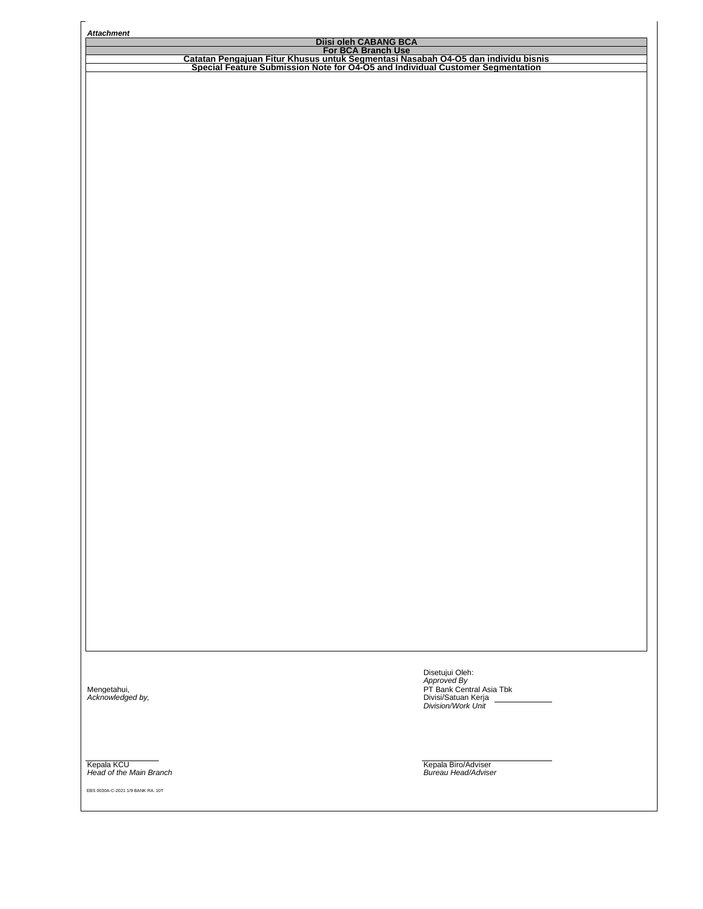***Attachment***

**Diisi oleh CABANG BCA**
**For BCA Branch Use**

**Catatan Pengajuan Fitur Khusus untuk Segmentasi Nasabah O4-O5 dan individu bisnis**
**Special Feature Submission Note for O4-O5 and Individual Customer Segmentation**

| | |
|---|---|
| Mengetahui,<br>*Acknowledged by,* | Disetujui Oleh:<br>*Approved By*<br>PT Bank Central Asia Tbk<br>Divisi/Satuan Kerja ____________<br>*Division/Work Unit* |
| ____________<br>Kepala KCU<br>*Head of the Main Branch* | ____________<br>Kepala Biro/Adviser<br>*Bureau Head/Adviser* |

EBS 0030A-C-2021 1/9 BANK RA. 10T